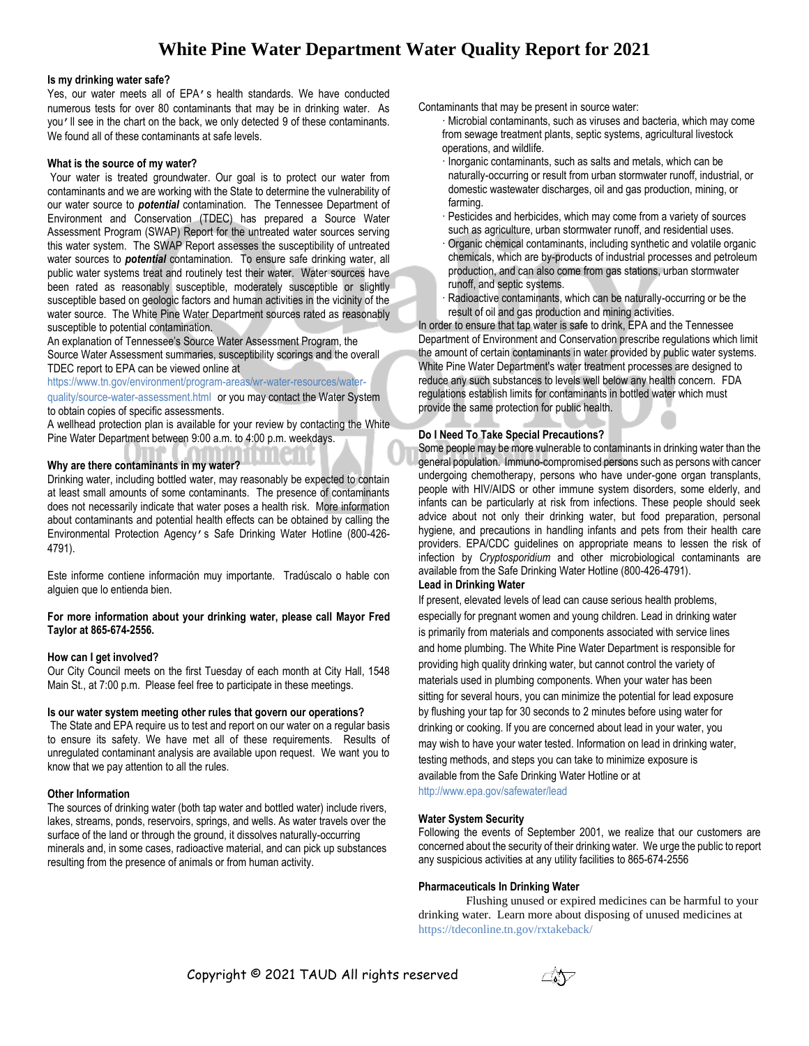# White Pine Water Department Water Quality Report for 2021

**Is my drinking water safe?**

Yes, our water meets all of EPA's health standards. We have conducted numerous tests for over 80 contaminants that may be in drinking water. As you'll see in the chart on the back, we only detected 9 of these contaminants. We found all of these contaminants at safe levels.

**What is the source of my water?**

Your water is treated groundwater. Our goal is to protect our water from contaminants and we are working with the State to determine the vulnerability of our water source to ***potential*** contamination. The Tennessee Department of Environment and Conservation (TDEC) has prepared a Source Water Assessment Program (SWAP) Report for the untreated water sources serving this water system. The SWAP Report assesses the susceptibility of untreated water sources to ***potential*** contamination. To ensure safe drinking water, all public water systems treat and routinely test their water. Water sources have been rated as reasonably susceptible, moderately susceptible or slightly susceptible based on geologic factors and human activities in the vicinity of the water source. The White Pine Water Department sources rated as reasonably susceptible to potential contamination.

An explanation of Tennessee's Source Water Assessment Program, the Source Water Assessment summaries, susceptibility scorings and the overall TDEC report to EPA can be viewed online at https://www.tn.gov/environment/program-areas/wr-water-resources/water-quality/source-water-assessment.html or you may contact the Water System to obtain copies of specific assessments.

A wellhead protection plan is available for your review by contacting the White Pine Water Department between 9:00 a.m. to 4:00 p.m. weekdays.

**Why are there contaminants in my water?**

Drinking water, including bottled water, may reasonably be expected to contain at least small amounts of some contaminants. The presence of contaminants does not necessarily indicate that water poses a health risk. More information about contaminants and potential health effects can be obtained by calling the Environmental Protection Agency's Safe Drinking Water Hotline (800-426-4791).

Este informe contiene información muy importante. Tradúscalo o hable con alguien que lo entienda bien.

**For more information about your drinking water, please call Mayor Fred Taylor at 865-674-2556.**

**How can I get involved?**

Our City Council meets on the first Tuesday of each month at City Hall, 1548 Main St., at 7:00 p.m. Please feel free to participate in these meetings.

**Is our water system meeting other rules that govern our operations?**

The State and EPA require us to test and report on our water on a regular basis to ensure its safety. We have met all of these requirements. Results of unregulated contaminant analysis are available upon request. We want you to know that we pay attention to all the rules.

**Other Information**

The sources of drinking water (both tap water and bottled water) include rivers, lakes, streams, ponds, reservoirs, springs, and wells. As water travels over the surface of the land or through the ground, it dissolves naturally-occurring minerals and, in some cases, radioactive material, and can pick up substances resulting from the presence of animals or from human activity.

Contaminants that may be present in source water:

- Microbial contaminants, such as viruses and bacteria, which may come from sewage treatment plants, septic systems, agricultural livestock operations, and wildlife.
- Inorganic contaminants, such as salts and metals, which can be naturally-occurring or result from urban stormwater runoff, industrial, or domestic wastewater discharges, oil and gas production, mining, or farming.
- Pesticides and herbicides, which may come from a variety of sources such as agriculture, urban stormwater runoff, and residential uses.
- Organic chemical contaminants, including synthetic and volatile organic chemicals, which are by-products of industrial processes and petroleum production, and can also come from gas stations, urban stormwater runoff, and septic systems.
- Radioactive contaminants, which can be naturally-occurring or be the result of oil and gas production and mining activities.

In order to ensure that tap water is safe to drink, EPA and the Tennessee Department of Environment and Conservation prescribe regulations which limit the amount of certain contaminants in water provided by public water systems. White Pine Water Department's water treatment processes are designed to reduce any such substances to levels well below any health concern. FDA regulations establish limits for contaminants in bottled water which must provide the same protection for public health.

**Do I Need To Take Special Precautions?**

Some people may be more vulnerable to contaminants in drinking water than the general population. Immuno-compromised persons such as persons with cancer undergoing chemotherapy, persons who have under-gone organ transplants, people with HIV/AIDS or other immune system disorders, some elderly, and infants can be particularly at risk from infections. These people should seek advice about not only their drinking water, but food preparation, personal hygiene, and precautions in handling infants and pets from their health care providers. EPA/CDC guidelines on appropriate means to lessen the risk of infection by *Cryptosporidium* and other microbiological contaminants are available from the Safe Drinking Water Hotline (800-426-4791).

**Lead in Drinking Water**

If present, elevated levels of lead can cause serious health problems, especially for pregnant women and young children. Lead in drinking water is primarily from materials and components associated with service lines and home plumbing. The White Pine Water Department is responsible for providing high quality drinking water, but cannot control the variety of materials used in plumbing components. When your water has been sitting for several hours, you can minimize the potential for lead exposure by flushing your tap for 30 seconds to 2 minutes before using water for drinking or cooking. If you are concerned about lead in your water, you may wish to have your water tested. Information on lead in drinking water, testing methods, and steps you can take to minimize exposure is available from the Safe Drinking Water Hotline or at http://www.epa.gov/safewater/lead

**Water System Security**

Following the events of September 2001, we realize that our customers are concerned about the security of their drinking water. We urge the public to report any suspicious activities at any utility facilities to 865-674-2556

**Pharmaceuticals In Drinking Water**

Flushing unused or expired medicines can be harmful to your drinking water. Learn more about disposing of unused medicines at https://tdeconline.tn.gov/rxtakeback/

Copyright © 2021 TAUD All rights reserved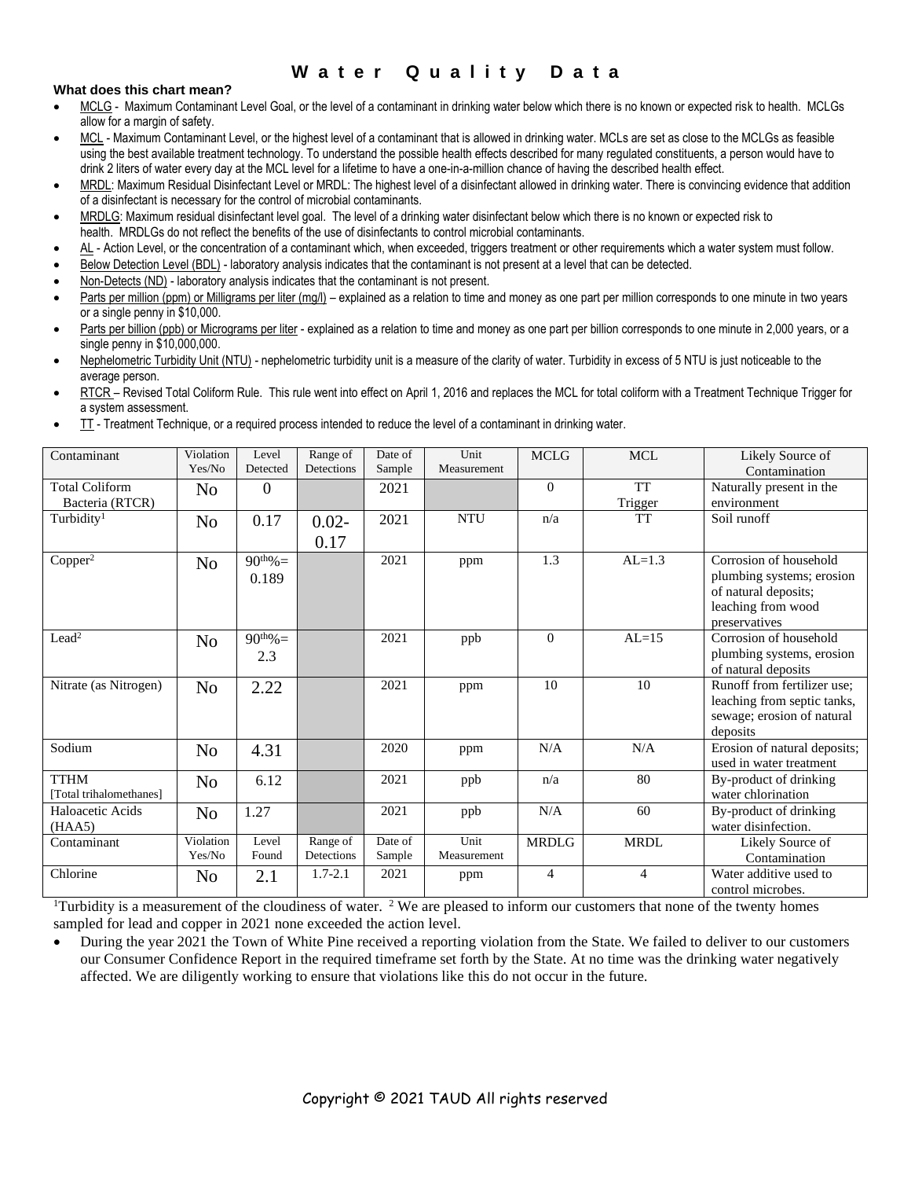# Water Quality Data

**What does this chart mean?**

- MCLG - Maximum Contaminant Level Goal, or the level of a contaminant in drinking water below which there is no known or expected risk to health. MCLGs allow for a margin of safety.
- MCL - Maximum Contaminant Level, or the highest level of a contaminant that is allowed in drinking water. MCLs are set as close to the MCLGs as feasible using the best available treatment technology. To understand the possible health effects described for many regulated constituents, a person would have to drink 2 liters of water every day at the MCL level for a lifetime to have a one-in-a-million chance of having the described health effect.
- MRDL: Maximum Residual Disinfectant Level or MRDL: The highest level of a disinfectant allowed in drinking water. There is convincing evidence that addition of a disinfectant is necessary for the control of microbial contaminants.
- MRDLG: Maximum residual disinfectant level goal. The level of a drinking water disinfectant below which there is no known or expected risk to health. MRDLGs do not reflect the benefits of the use of disinfectants to control microbial contaminants.
- AL - Action Level, or the concentration of a contaminant which, when exceeded, triggers treatment or other requirements which a water system must follow.
- Below Detection Level (BDL) - laboratory analysis indicates that the contaminant is not present at a level that can be detected.
- Non-Detects (ND) - laboratory analysis indicates that the contaminant is not present.
- Parts per million (ppm) or Milligrams per liter (mg/l) – explained as a relation to time and money as one part per million corresponds to one minute in two years or a single penny in $10,000.
- Parts per billion (ppb) or Micrograms per liter - explained as a relation to time and money as one part per billion corresponds to one minute in 2,000 years, or a single penny in $10,000,000.
- Nephelometric Turbidity Unit (NTU) - nephelometric turbidity unit is a measure of the clarity of water. Turbidity in excess of 5 NTU is just noticeable to the average person.
- RTCR – Revised Total Coliform Rule. This rule went into effect on April 1, 2016 and replaces the MCL for total coliform with a Treatment Technique Trigger for a system assessment.
- TT - Treatment Technique, or a required process intended to reduce the level of a contaminant in drinking water.

| Contaminant | Violation Yes/No | Level Detected | Range of Detections | Date of Sample | Unit Measurement | MCLG | MCL | Likely Source of Contamination |
|---|---|---|---|---|---|---|---|---|
| Total Coliform Bacteria (RTCR) | No | 0 | | 2021 | | 0 | TT Trigger | Naturally present in the environment |
| Turbidity[1] | No | 0.17 | 0.02-0.17 | 2021 | NTU | n/a | TT | Soil runoff |
| Copper[2] | No | 90th%= 0.189 | | 2021 | ppm | 1.3 | AL=1.3 | Corrosion of household plumbing systems; erosion of natural deposits; leaching from wood preservatives |
| Lead[2] | No | 90th%= 2.3 | | 2021 | ppb | 0 | AL=15 | Corrosion of household plumbing systems, erosion of natural deposits |
| Nitrate (as Nitrogen) | No | 2.22 | | 2021 | ppm | 10 | 10 | Runoff from fertilizer use; leaching from septic tanks, sewage; erosion of natural deposits |
| Sodium | No | 4.31 | | 2020 | ppm | N/A | N/A | Erosion of natural deposits; used in water treatment |
| TTHM [Total trihalomethanes] | No | 6.12 | | 2021 | ppb | n/a | 80 | By-product of drinking water chlorination |
| Haloacetic Acids (HAA5) | No | 1.27 | | 2021 | ppb | N/A | 60 | By-product of drinking water disinfection. |
| Contaminant | Violation Yes/No | Level Found | Range of Detections | Date of Sample | Unit Measurement | MRDLG | MRDL | Likely Source of Contamination |
| Chlorine | No | 2.1 | 1.7-2.1 | 2021 | ppm | 4 | 4 | Water additive used to control microbes. |

[1]Turbidity is a measurement of the cloudiness of water. [2] We are pleased to inform our customers that none of the twenty homes sampled for lead and copper in 2021 none exceeded the action level.

- During the year 2021 the Town of White Pine received a reporting violation from the State. We failed to deliver to our customers our Consumer Confidence Report in the required timeframe set forth by the State. At no time was the drinking water negatively affected. We are diligently working to ensure that violations like this do not occur in the future.

Copyright © 2021 TAUD All rights reserved